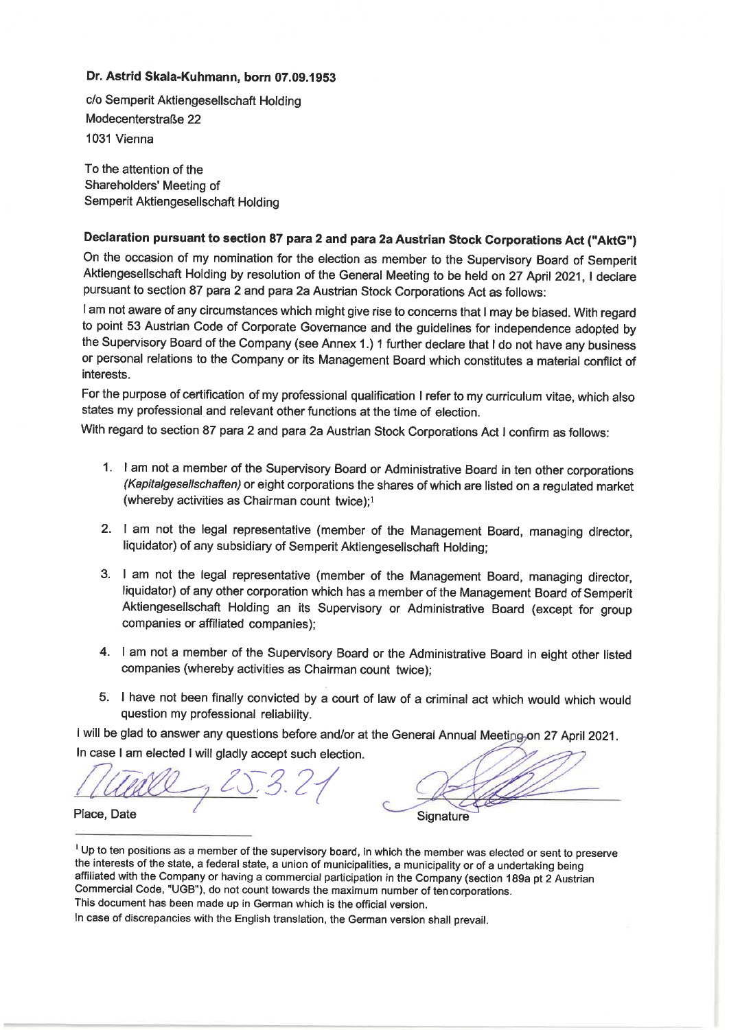**Dr. Astrid Skala-Kuhmann, born 07.09.1953**

c/o Semperit Aktiengesellschaft Holding
Modecenterstraße 22
1031 Vienna

To the attention of the
Shareholders' Meeting of
Semperit Aktiengesellschaft Holding

**Declaration pursuant to section 87 para 2 and para 2a Austrian Stock Corporations Act ("AktG")**

On the occasion of my nomination for the election as member to the Supervisory Board of Semperit Aktiengesellschaft Holding by resolution of the General Meeting to be held on 27 April 2021, I declare pursuant to section 87 para 2 and para 2a Austrian Stock Corporations Act as follows:

I am not aware of any circumstances which might give rise to concerns that I may be biased. With regard to point 53 Austrian Code of Corporate Governance and the guidelines for independence adopted by the Supervisory Board of the Company (see Annex 1.) 1 further declare that I do not have any business or personal relations to the Company or its Management Board which constitutes a material conflict of interests.

For the purpose of certification of my professional qualification I refer to my curriculum vitae, which also states my professional and relevant other functions at the time of election.

With regard to section 87 para 2 and para 2a Austrian Stock Corporations Act I confirm as follows:

1. I am not a member of the Supervisory Board or Administrative Board in ten other corporations *(Kapitalgesellschaften)* or eight corporations the shares of which are listed on a regulated market (whereby activities as Chairman count twice);[1]
2. I am not the legal representative (member of the Management Board, managing director, liquidator) of any subsidiary of Semperit Aktiengesellschaft Holding;
3. I am not the legal representative (member of the Management Board, managing director, liquidator) of any other corporation which has a member of the Management Board of Semperit Aktiengesellschaft Holding an its Supervisory or Administrative Board (except for group companies or affiliated companies);
4. I am not a member of the Supervisory Board or the Administrative Board in eight other listed companies (whereby activities as Chairman count twice);
5. I have not been finally convicted by a court of law of a criminal act which would which would question my professional reliability.

I will be glad to answer any questions before and/or at the General Annual Meeting on 27 April 2021.

In case I am elected I will gladly accept such election.

Place, Date: Muelle, 25.3.21

Signature

[1] Up to ten positions as a member of the supervisory board, in which the member was elected or sent to preserve the interests of the state, a federal state, a union of municipalities, a municipality or of a undertaking being affiliated with the Company or having a commercial participation in the Company (section 189a pt 2 Austrian Commercial Code, "UGB"), do not count towards the maximum number of ten corporations.

This document has been made up in German which is the official version.

In case of discrepancies with the English translation, the German version shall prevail.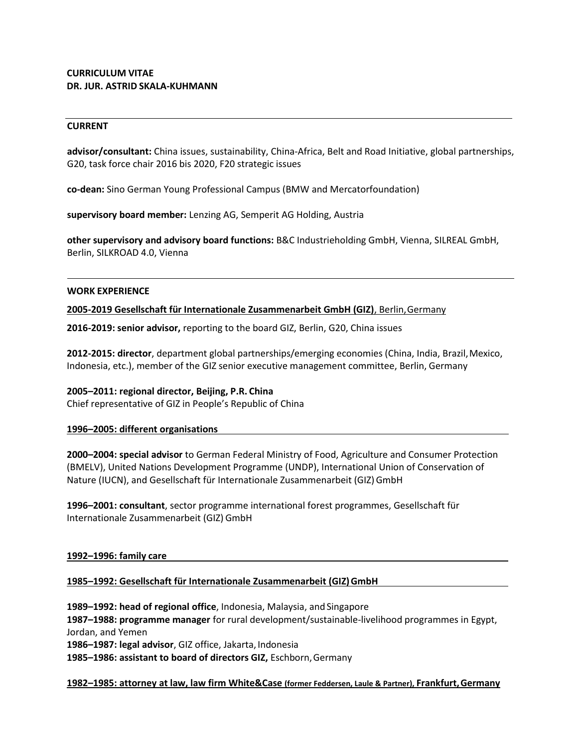**CURRICULUM VITAE**
**DR. JUR. ASTRID SKALA-KUHMANN**

---

## CURRENT

**advisor/consultant:** China issues, sustainability, China-Africa, Belt and Road Initiative, global partnerships, G20, task force chair 2016 bis 2020, F20 strategic issues

**co-dean:** Sino German Young Professional Campus (BMW and Mercatorfoundation)

**supervisory board member:** Lenzing AG, Semperit AG Holding, Austria

**other supervisory and advisory board functions:** B&C Industrieholding GmbH, Vienna, SILREAL GmbH, Berlin, SILKROAD 4.0, Vienna

---

## WORK EXPERIENCE

**2005-2019 Gesellschaft für Internationale Zusammenarbeit GmbH (GIZ)**, Berlin, Germany

**2016-2019: senior advisor,** reporting to the board GIZ, Berlin, G20, China issues

**2012-2015: director**, department global partnerships/emerging economies (China, India, Brazil, Mexico, Indonesia, etc.), member of the GIZ senior executive management committee, Berlin, Germany

**2005–2011: regional director, Beijing, P.R. China**
Chief representative of GIZ in People's Republic of China

**1996–2005: different organisations**

**2000–2004: special advisor** to German Federal Ministry of Food, Agriculture and Consumer Protection (BMELV), United Nations Development Programme (UNDP), International Union of Conservation of Nature (IUCN), and Gesellschaft für Internationale Zusammenarbeit (GIZ) GmbH

**1996–2001: consultant**, sector programme international forest programmes, Gesellschaft für Internationale Zusammenarbeit (GIZ) GmbH

**1992–1996: family care**

**1985–1992: Gesellschaft für Internationale Zusammenarbeit (GIZ) GmbH**

**1989–1992: head of regional office**, Indonesia, Malaysia, and Singapore
**1987–1988: programme manager** for rural development/sustainable-livelihood programmes in Egypt, Jordan, and Yemen
**1986–1987: legal advisor**, GIZ office, Jakarta, Indonesia
**1985–1986: assistant to board of directors GIZ,** Eschborn, Germany

**1982–1985: attorney at law, law firm White&Case (former Feddersen, Laule & Partner), Frankfurt, Germany**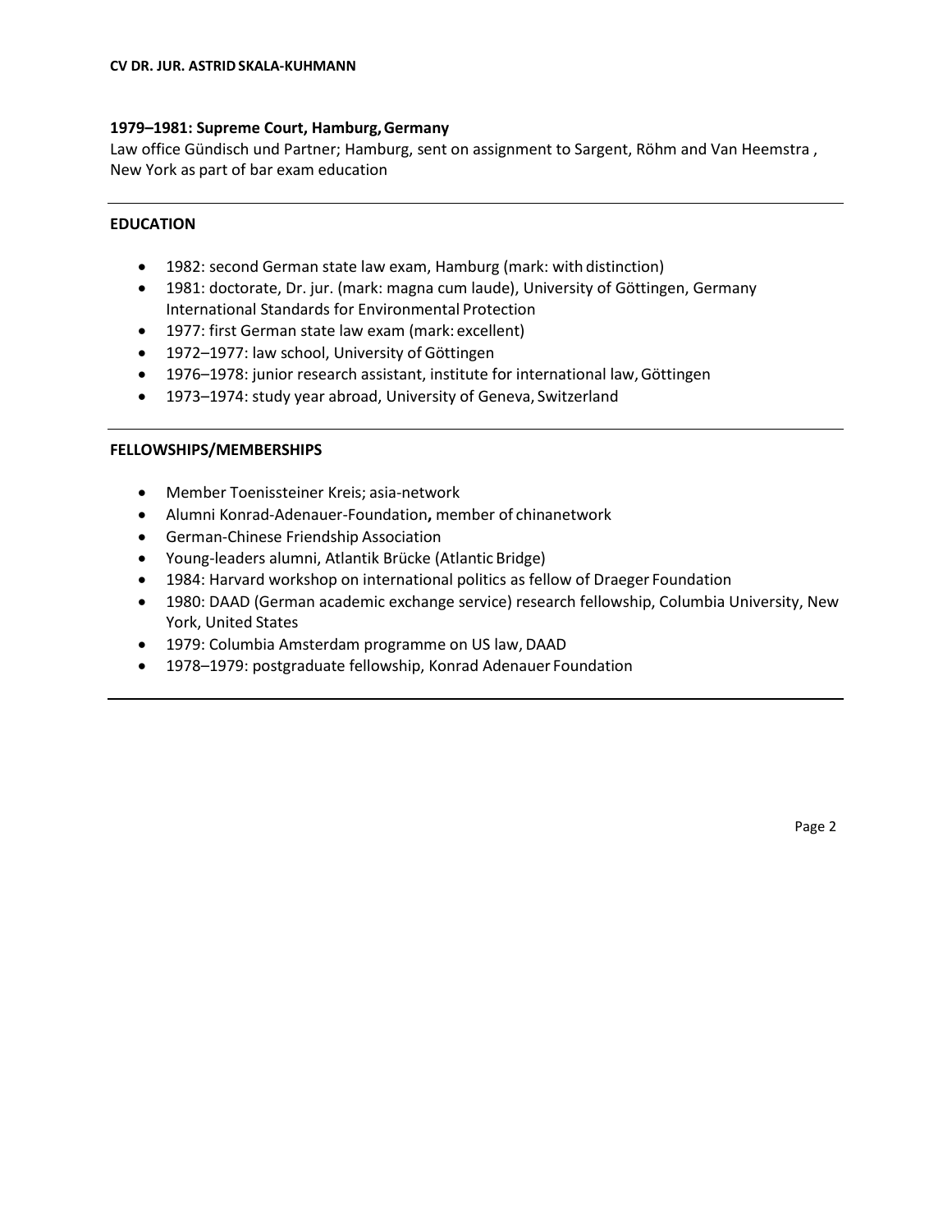**1979–1981: Supreme Court, Hamburg, Germany**
Law office Gündisch und Partner; Hamburg, sent on assignment to Sargent, Röhm and Van Heemstra , New York as part of bar exam education

---

## EDUCATION

- 1982: second German state law exam, Hamburg (mark: with distinction)
- 1981: doctorate, Dr. jur. (mark: magna cum laude), University of Göttingen, Germany International Standards for Environmental Protection
- 1977: first German state law exam (mark: excellent)
- 1972–1977: law school, University of Göttingen
- 1976–1978: junior research assistant, institute for international law, Göttingen
- 1973–1974: study year abroad, University of Geneva, Switzerland

---

## FELLOWSHIPS/MEMBERSHIPS

- Member Toenissteiner Kreis; asia-network
- Alumni Konrad-Adenauer-Foundation**,** member of chinanetwork
- German-Chinese Friendship Association
- Young-leaders alumni, Atlantik Brücke (Atlantic Bridge)
- 1984: Harvard workshop on international politics as fellow of Draeger Foundation
- 1980: DAAD (German academic exchange service) research fellowship, Columbia University, New York, United States
- 1979: Columbia Amsterdam programme on US law, DAAD
- 1978–1979: postgraduate fellowship, Konrad Adenauer Foundation

---